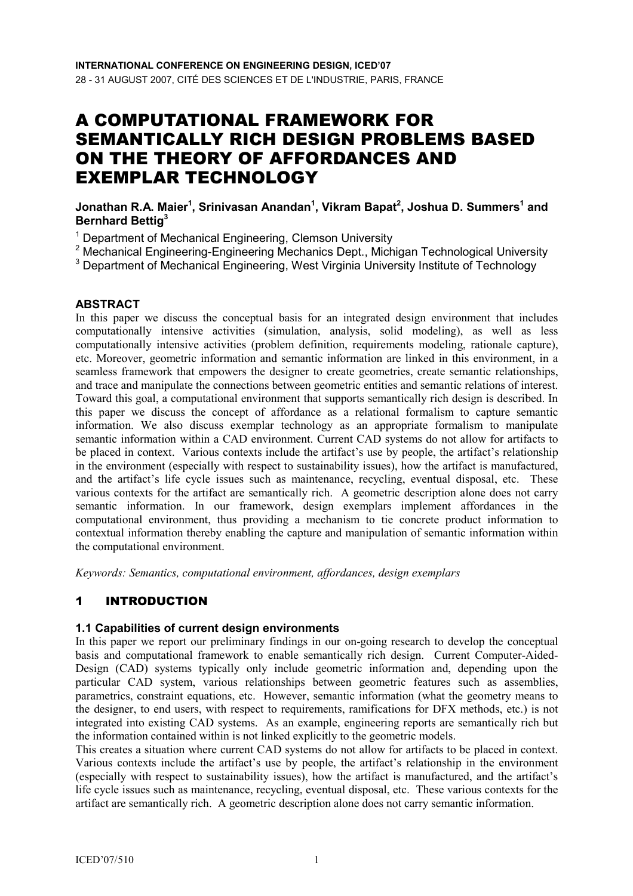**INTERNATIONAL CONFERENCE ON ENGINEERING DESIGN, ICED'07**
28 - 31 AUGUST 2007, CITÉ DES SCIENCES ET DE L'INDUSTRIE, PARIS, FRANCE

# A COMPUTATIONAL FRAMEWORK FOR SEMANTICALLY RICH DESIGN PROBLEMS BASED ON THE THEORY OF AFFORDANCES AND EXEMPLAR TECHNOLOGY

**Jonathan R.A. Maier[1], Srinivasan Anandan[1], Vikram Bapat[2], Joshua D. Summers[1] and Bernhard Bettig[3]**

[1] Department of Mechanical Engineering, Clemson University
[2] Mechanical Engineering-Engineering Mechanics Dept., Michigan Technological University
[3] Department of Mechanical Engineering, West Virginia University Institute of Technology

## ABSTRACT

In this paper we discuss the conceptual basis for an integrated design environment that includes computationally intensive activities (simulation, analysis, solid modeling), as well as less computationally intensive activities (problem definition, requirements modeling, rationale capture), etc. Moreover, geometric information and semantic information are linked in this environment, in a seamless framework that empowers the designer to create geometries, create semantic relationships, and trace and manipulate the connections between geometric entities and semantic relations of interest. Toward this goal, a computational environment that supports semantically rich design is described. In this paper we discuss the concept of affordance as a relational formalism to capture semantic information. We also discuss exemplar technology as an appropriate formalism to manipulate semantic information within a CAD environment. Current CAD systems do not allow for artifacts to be placed in context. Various contexts include the artifact's use by people, the artifact's relationship in the environment (especially with respect to sustainability issues), how the artifact is manufactured, and the artifact's life cycle issues such as maintenance, recycling, eventual disposal, etc. These various contexts for the artifact are semantically rich. A geometric description alone does not carry semantic information. In our framework, design exemplars implement affordances in the computational environment, thus providing a mechanism to tie concrete product information to contextual information thereby enabling the capture and manipulation of semantic information within the computational environment.

*Keywords: Semantics, computational environment, affordances, design exemplars*

## 1 INTRODUCTION

### 1.1 Capabilities of current design environments

In this paper we report our preliminary findings in our on-going research to develop the conceptual basis and computational framework to enable semantically rich design. Current Computer-Aided-Design (CAD) systems typically only include geometric information and, depending upon the particular CAD system, various relationships between geometric features such as assemblies, parametrics, constraint equations, etc. However, semantic information (what the geometry means to the designer, to end users, with respect to requirements, ramifications for DFX methods, etc.) is not integrated into existing CAD systems. As an example, engineering reports are semantically rich but the information contained within is not linked explicitly to the geometric models.

This creates a situation where current CAD systems do not allow for artifacts to be placed in context. Various contexts include the artifact's use by people, the artifact's relationship in the environment (especially with respect to sustainability issues), how the artifact is manufactured, and the artifact's life cycle issues such as maintenance, recycling, eventual disposal, etc. These various contexts for the artifact are semantically rich. A geometric description alone does not carry semantic information.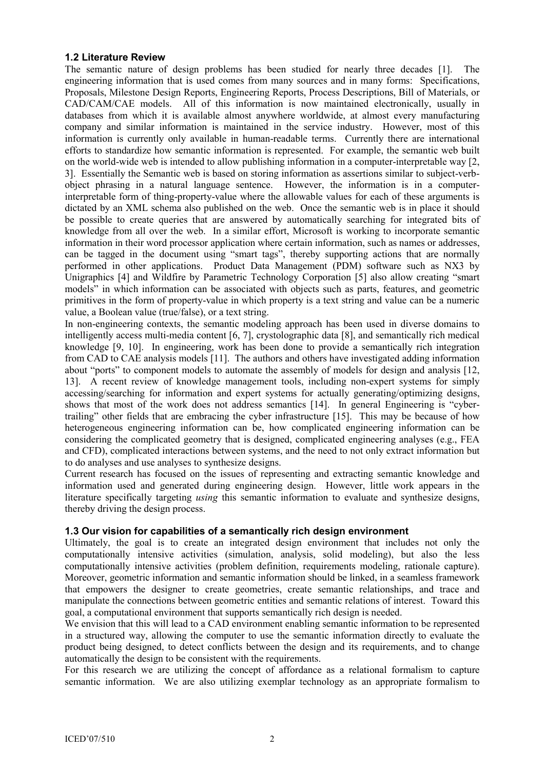### 1.2 Literature Review

The semantic nature of design problems has been studied for nearly three decades [1]. The engineering information that is used comes from many sources and in many forms: Specifications, Proposals, Milestone Design Reports, Engineering Reports, Process Descriptions, Bill of Materials, or CAD/CAM/CAE models. All of this information is now maintained electronically, usually in databases from which it is available almost anywhere worldwide, at almost every manufacturing company and similar information is maintained in the service industry. However, most of this information is currently only available in human-readable terms. Currently there are international efforts to standardize how semantic information is represented. For example, the semantic web built on the world-wide web is intended to allow publishing information in a computer-interpretable way [2, 3]. Essentially the Semantic web is based on storing information as assertions similar to subject-verb-object phrasing in a natural language sentence. However, the information is in a computer-interpretable form of thing-property-value where the allowable values for each of these arguments is dictated by an XML schema also published on the web. Once the semantic web is in place it should be possible to create queries that are answered by automatically searching for integrated bits of knowledge from all over the web. In a similar effort, Microsoft is working to incorporate semantic information in their word processor application where certain information, such as names or addresses, can be tagged in the document using "smart tags", thereby supporting actions that are normally performed in other applications. Product Data Management (PDM) software such as NX3 by Unigraphics [4] and Wildfire by Parametric Technology Corporation [5] also allow creating "smart models" in which information can be associated with objects such as parts, features, and geometric primitives in the form of property-value in which property is a text string and value can be a numeric value, a Boolean value (true/false), or a text string.

In non-engineering contexts, the semantic modeling approach has been used in diverse domains to intelligently access multi-media content [6, 7], crystolographic data [8], and semantically rich medical knowledge [9, 10]. In engineering, work has been done to provide a semantically rich integration from CAD to CAE analysis models [11]. The authors and others have investigated adding information about "ports" to component models to automate the assembly of models for design and analysis [12, 13]. A recent review of knowledge management tools, including non-expert systems for simply accessing/searching for information and expert systems for actually generating/optimizing designs, shows that most of the work does not address semantics [14]. In general Engineering is "cyber-trailing" other fields that are embracing the cyber infrastructure [15]. This may be because of how heterogeneous engineering information can be, how complicated engineering information can be considering the complicated geometry that is designed, complicated engineering analyses (e.g., FEA and CFD), complicated interactions between systems, and the need to not only extract information but to do analyses and use analyses to synthesize designs.

Current research has focused on the issues of representing and extracting semantic knowledge and information used and generated during engineering design. However, little work appears in the literature specifically targeting *using* this semantic information to evaluate and synthesize designs, thereby driving the design process.

### 1.3 Our vision for capabilities of a semantically rich design environment

Ultimately, the goal is to create an integrated design environment that includes not only the computationally intensive activities (simulation, analysis, solid modeling), but also the less computationally intensive activities (problem definition, requirements modeling, rationale capture). Moreover, geometric information and semantic information should be linked, in a seamless framework that empowers the designer to create geometries, create semantic relationships, and trace and manipulate the connections between geometric entities and semantic relations of interest. Toward this goal, a computational environment that supports semantically rich design is needed.

We envision that this will lead to a CAD environment enabling semantic information to be represented in a structured way, allowing the computer to use the semantic information directly to evaluate the product being designed, to detect conflicts between the design and its requirements, and to change automatically the design to be consistent with the requirements.

For this research we are utilizing the concept of affordance as a relational formalism to capture semantic information. We are also utilizing exemplar technology as an appropriate formalism to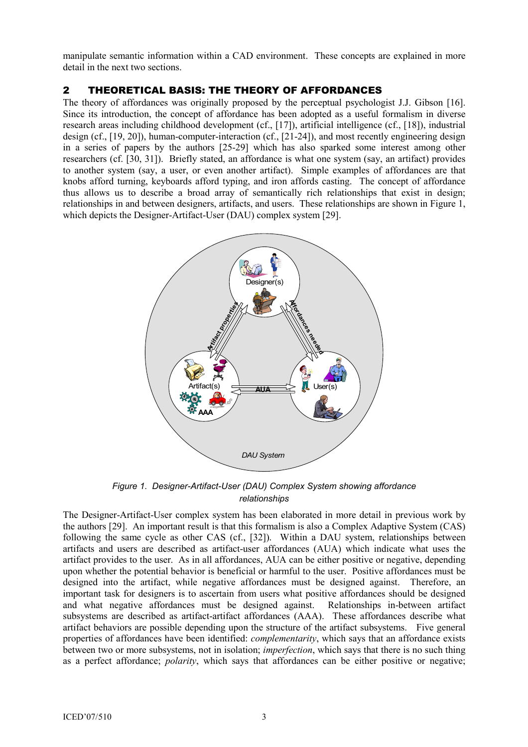manipulate semantic information within a CAD environment. These concepts are explained in more detail in the next two sections.

## 2 THEORETICAL BASIS: THE THEORY OF AFFORDANCES

The theory of affordances was originally proposed by the perceptual psychologist J.J. Gibson [16]. Since its introduction, the concept of affordance has been adopted as a useful formalism in diverse research areas including childhood development (cf., [17]), artificial intelligence (cf., [18]), industrial design (cf., [19, 20]), human-computer-interaction (cf., [21-24]), and most recently engineering design in a series of papers by the authors [25-29] which has also sparked some interest among other researchers (cf. [30, 31]). Briefly stated, an affordance is what one system (say, an artifact) provides to another system (say, a user, or even another artifact). Simple examples of affordances are that knobs afford turning, keyboards afford typing, and iron affords casting. The concept of affordance thus allows us to describe a broad array of semantically rich relationships that exist in design; relationships in and between designers, artifacts, and users. These relationships are shown in Figure 1, which depicts the Designer-Artifact-User (DAU) complex system [29].

*Figure 1. Designer-Artifact-User (DAU) Complex System showing affordance relationships*

The Designer-Artifact-User complex system has been elaborated in more detail in previous work by the authors [29]. An important result is that this formalism is also a Complex Adaptive System (CAS) following the same cycle as other CAS (cf., [32]). Within a DAU system, relationships between artifacts and users are described as artifact-user affordances (AUA) which indicate what uses the artifact provides to the user. As in all affordances, AUA can be either positive or negative, depending upon whether the potential behavior is beneficial or harmful to the user. Positive affordances must be designed into the artifact, while negative affordances must be designed against. Therefore, an important task for designers is to ascertain from users what positive affordances should be designed and what negative affordances must be designed against. Relationships in-between artifact subsystems are described as artifact-artifact affordances (AAA). These affordances describe what artifact behaviors are possible depending upon the structure of the artifact subsystems. Five general properties of affordances have been identified: *complementarity*, which says that an affordance exists between two or more subsystems, not in isolation; *imperfection*, which says that there is no such thing as a perfect affordance; *polarity*, which says that affordances can be either positive or negative;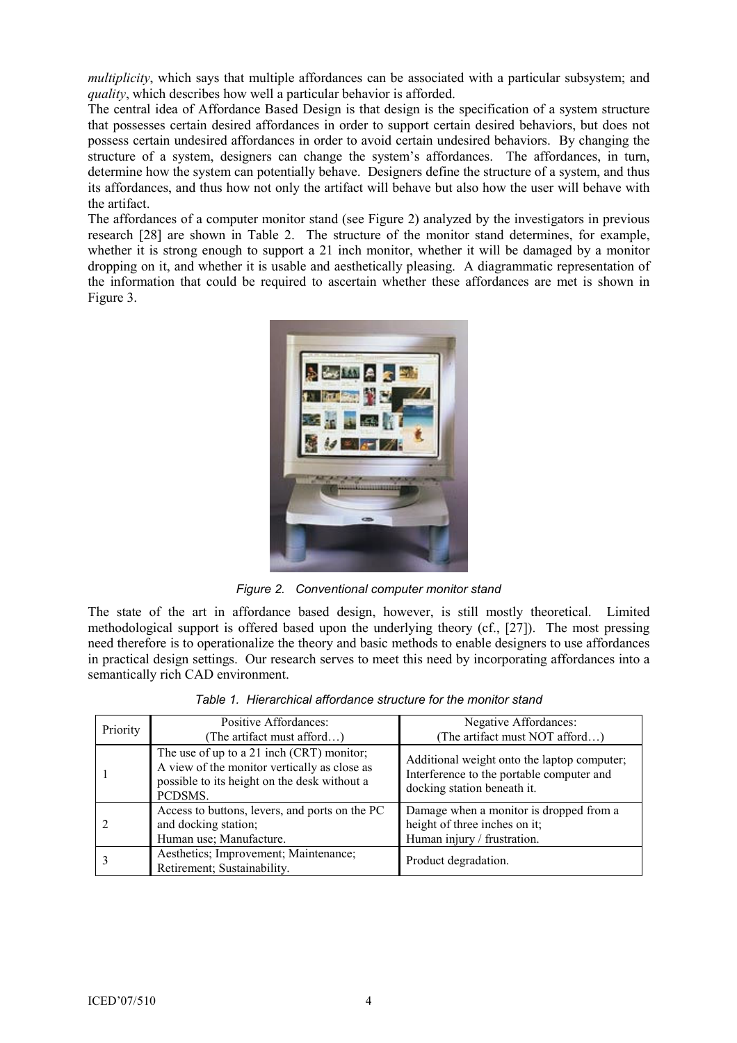*multiplicity*, which says that multiple affordances can be associated with a particular subsystem; and *quality*, which describes how well a particular behavior is afforded.

The central idea of Affordance Based Design is that design is the specification of a system structure that possesses certain desired affordances in order to support certain desired behaviors, but does not possess certain undesired affordances in order to avoid certain undesired behaviors. By changing the structure of a system, designers can change the system's affordances. The affordances, in turn, determine how the system can potentially behave. Designers define the structure of a system, and thus its affordances, and thus how not only the artifact will behave but also how the user will behave with the artifact.

The affordances of a computer monitor stand (see Figure 2) analyzed by the investigators in previous research [28] are shown in Table 2. The structure of the monitor stand determines, for example, whether it is strong enough to support a 21 inch monitor, whether it will be damaged by a monitor dropping on it, and whether it is usable and aesthetically pleasing. A diagrammatic representation of the information that could be required to ascertain whether these affordances are met is shown in Figure 3.

*Figure 2. Conventional computer monitor stand*

The state of the art in affordance based design, however, is still mostly theoretical. Limited methodological support is offered based upon the underlying theory (cf., [27]). The most pressing need therefore is to operationalize the theory and basic methods to enable designers to use affordances in practical design settings. Our research serves to meet this need by incorporating affordances into a semantically rich CAD environment.

*Table 1. Hierarchical affordance structure for the monitor stand*

| Priority | Positive Affordances: (The artifact must afford…) | Negative Affordances: (The artifact must NOT afford…) |
|---|---|---|
| 1 | The use of up to a 21 inch (CRT) monitor; A view of the monitor vertically as close as possible to its height on the desk without a PCDSMS. | Additional weight onto the laptop computer; Interference to the portable computer and docking station beneath it. |
| 2 | Access to buttons, levers, and ports on the PC and docking station; Human use; Manufacture. | Damage when a monitor is dropped from a height of three inches on it; Human injury / frustration. |
| 3 | Aesthetics; Improvement; Maintenance; Retirement; Sustainability. | Product degradation. |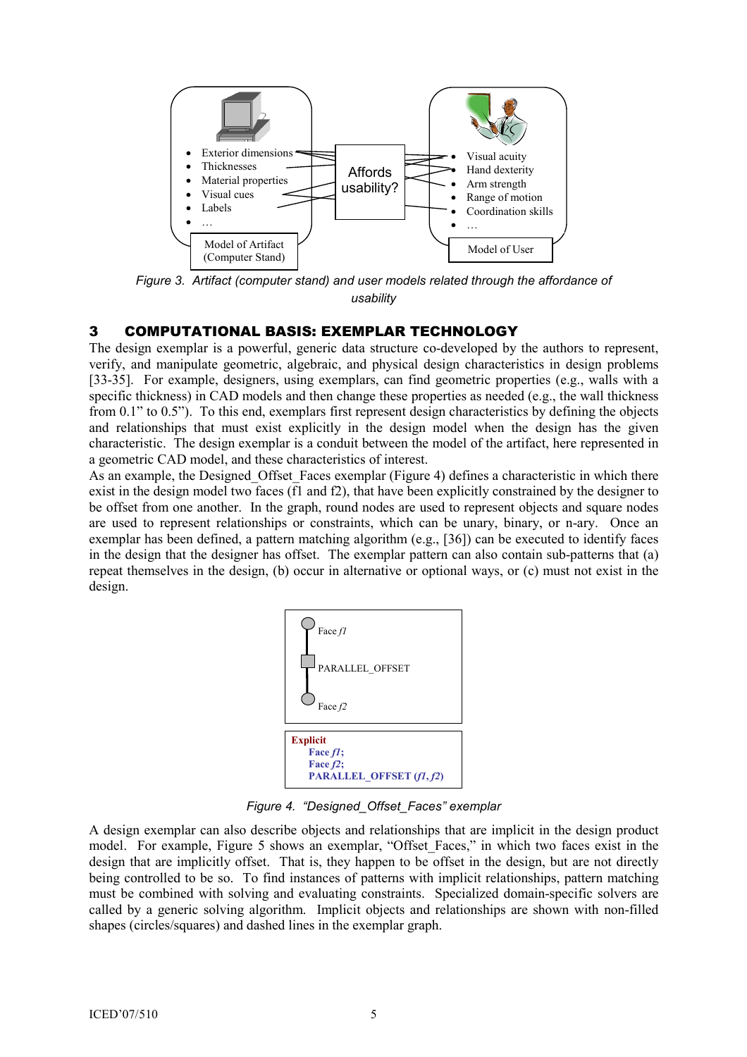Figure 3. Artifact (computer stand) and user models related through the affordance of usability

## 3 COMPUTATIONAL BASIS: EXEMPLAR TECHNOLOGY

The design exemplar is a powerful, generic data structure co-developed by the authors to represent, verify, and manipulate geometric, algebraic, and physical design characteristics in design problems [33-35]. For example, designers, using exemplars, can find geometric properties (e.g., walls with a specific thickness) in CAD models and then change these properties as needed (e.g., the wall thickness from 0.1" to 0.5"). To this end, exemplars first represent design characteristics by defining the objects and relationships that must exist explicitly in the design model when the design has the given characteristic. The design exemplar is a conduit between the model of the artifact, here represented in a geometric CAD model, and these characteristics of interest.

As an example, the Designed_Offset_Faces exemplar (Figure 4) defines a characteristic in which there exist in the design model two faces (f1 and f2), that have been explicitly constrained by the designer to be offset from one another. In the graph, round nodes are used to represent objects and square nodes are used to represent relationships or constraints, which can be unary, binary, or n-ary. Once an exemplar has been defined, a pattern matching algorithm (e.g., [36]) can be executed to identify faces in the design that the designer has offset. The exemplar pattern can also contain sub-patterns that (a) repeat themselves in the design, (b) occur in alternative or optional ways, or (c) must not exist in the design.

Figure 4. "Designed_Offset_Faces" exemplar

A design exemplar can also describe objects and relationships that are implicit in the design product model. For example, Figure 5 shows an exemplar, "Offset_Faces," in which two faces exist in the design that are implicitly offset. That is, they happen to be offset in the design, but are not directly being controlled to be so. To find instances of patterns with implicit relationships, pattern matching must be combined with solving and evaluating constraints. Specialized domain-specific solvers are called by a generic solving algorithm. Implicit objects and relationships are shown with non-filled shapes (circles/squares) and dashed lines in the exemplar graph.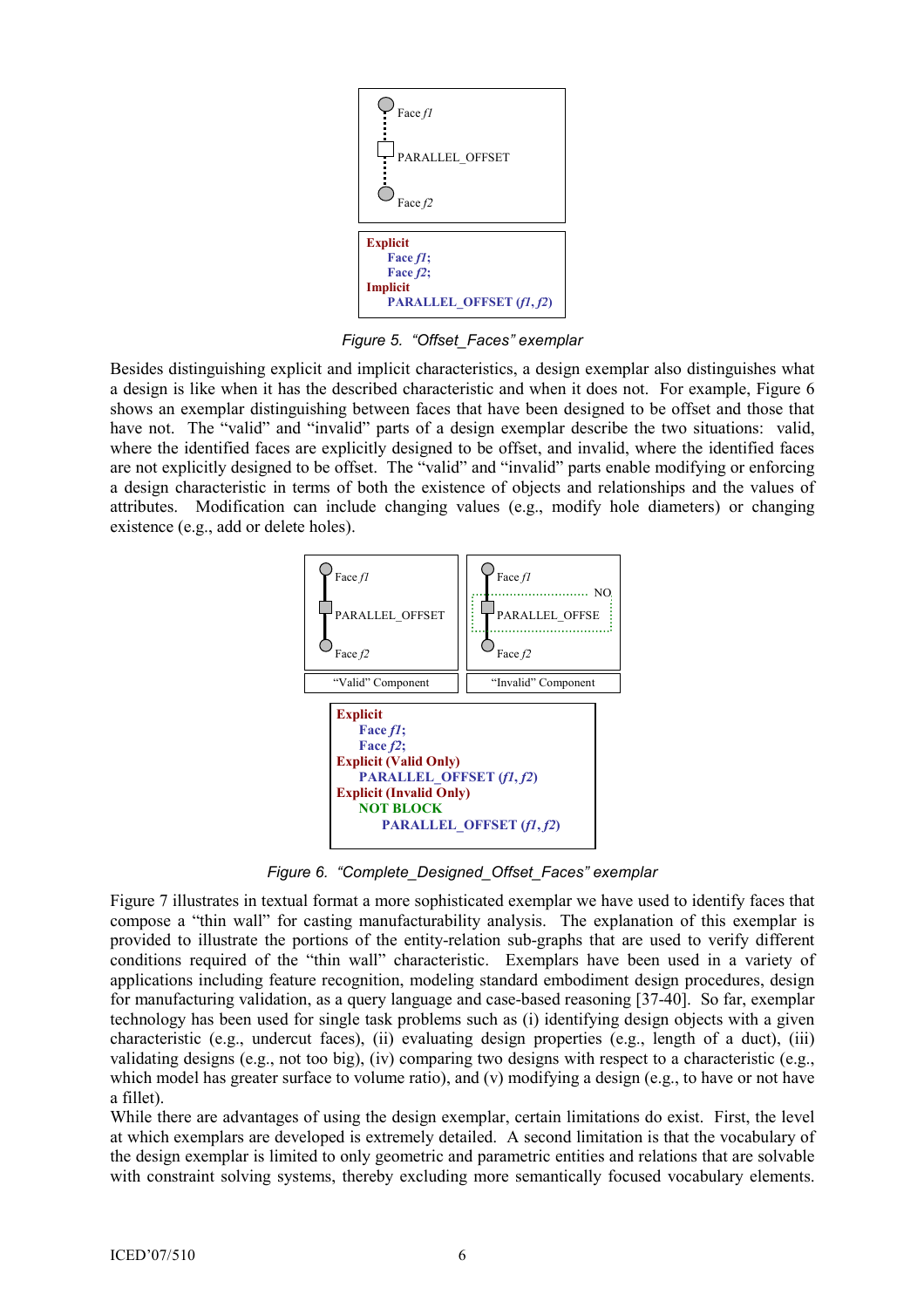Face *f1*

PARALLEL_OFFSET

Face *f2*

**Explicit**
  **Face *f1*;**
  **Face *f2*;**
**Implicit**
  **PARALLEL_OFFSET (*f1*, *f2*)**

*Figure 5. “Offset_Faces” exemplar*

Besides distinguishing explicit and implicit characteristics, a design exemplar also distinguishes what a design is like when it has the described characteristic and when it does not. For example, Figure 6 shows an exemplar distinguishing between faces that have been designed to be offset and those that have not. The “valid” and “invalid” parts of a design exemplar describe the two situations: valid, where the identified faces are explicitly designed to be offset, and invalid, where the identified faces are not explicitly designed to be offset. The “valid” and “invalid” parts enable modifying or enforcing a design characteristic in terms of both the existence of objects and relationships and the values of attributes. Modification can include changing values (e.g., modify hole diameters) or changing existence (e.g., add or delete holes).

| “Valid” Component | “Invalid” Component |
|---|---|
| Face *f1* | Face *f1* |
| PARALLEL_OFFSET | NO PARALLEL_OFFSE |
| Face *f2* | Face *f2* |

**Explicit**
  **Face *f1*;**
  **Face *f2*;**
**Explicit (Valid Only)**
  **PARALLEL_OFFSET (*f1*, *f2*)**
**Explicit (Invalid Only)**
  **NOT BLOCK**
    **PARALLEL_OFFSET (*f1*, *f2*)**

*Figure 6. “Complete_Designed_Offset_Faces” exemplar*

Figure 7 illustrates in textual format a more sophisticated exemplar we have used to identify faces that compose a “thin wall” for casting manufacturability analysis. The explanation of this exemplar is provided to illustrate the portions of the entity-relation sub-graphs that are used to verify different conditions required of the “thin wall” characteristic. Exemplars have been used in a variety of applications including feature recognition, modeling standard embodiment design procedures, design for manufacturing validation, as a query language and case-based reasoning [37-40]. So far, exemplar technology has been used for single task problems such as (i) identifying design objects with a given characteristic (e.g., undercut faces), (ii) evaluating design properties (e.g., length of a duct), (iii) validating designs (e.g., not too big), (iv) comparing two designs with respect to a characteristic (e.g., which model has greater surface to volume ratio), and (v) modifying a design (e.g., to have or not have a fillet).

While there are advantages of using the design exemplar, certain limitations do exist. First, the level at which exemplars are developed is extremely detailed. A second limitation is that the vocabulary of the design exemplar is limited to only geometric and parametric entities and relations that are solvable with constraint solving systems, thereby excluding more semantically focused vocabulary elements.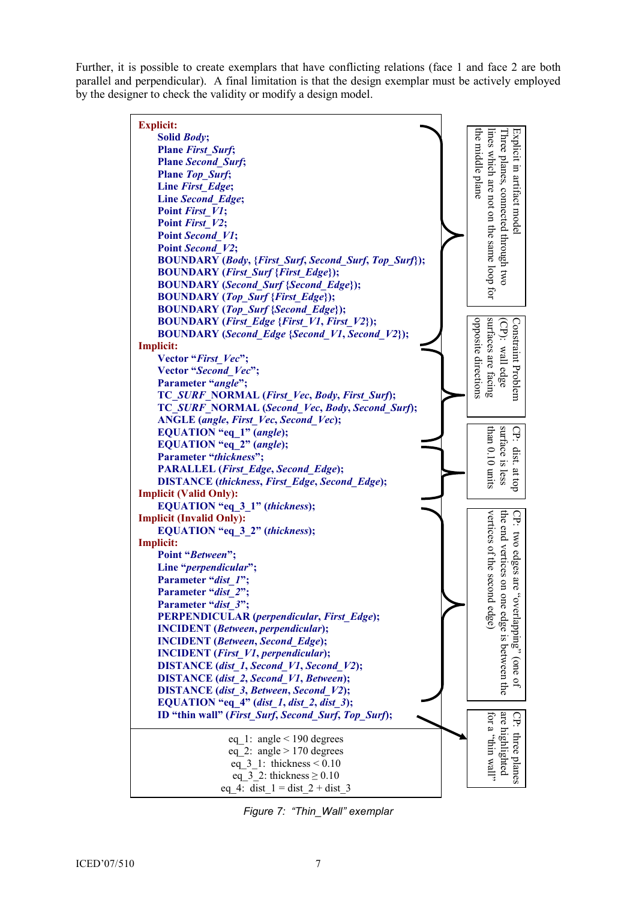Further, it is possible to create exemplars that have conflicting relations (face 1 and face 2 are both parallel and perpendicular). A final limitation is that the design exemplar must be actively employed by the designer to check the validity or modify a design model.

```
Explicit:
    Solid Body;
    Plane First_Surf;
    Plane Second_Surf;
    Plane Top_Surf;
    Line First_Edge;
    Line Second_Edge;
    Point First_V1;
    Point First_V2;
    Point Second_V1;
    Point Second_V2;
    BOUNDARY (Body, {First_Surf, Second_Surf, Top_Surf});
    BOUNDARY (First_Surf {First_Edge});
    BOUNDARY (Second_Surf {Second_Edge});
    BOUNDARY (Top_Surf {First_Edge});
    BOUNDARY (Top_Surf {Second_Edge});
    BOUNDARY (First_Edge {First_V1, First_V2});
    BOUNDARY (Second_Edge {Second_V1, Second_V2});
Implicit:
    Vector "First_Vec";
    Vector "Second_Vec";
    Parameter "angle";
    TC_SURF_NORMAL (First_Vec, Body, First_Surf);
    TC_SURF_NORMAL (Second_Vec, Body, Second_Surf);
    ANGLE (angle, First_Vec, Second_Vec);
    EQUATION "eq_1" (angle);
    EQUATION "eq_2" (angle);
    Parameter "thickness";
    PARALLEL (First_Edge, Second_Edge);
    DISTANCE (thickness, First_Edge, Second_Edge);
Implicit (Valid Only):
    EQUATION "eq_3_1" (thickness);
Implicit (Invalid Only):
    EQUATION "eq_3_2" (thickness);
Implicit:
    Point "Between";
    Line "perpendicular";
    Parameter "dist_1";
    Parameter "dist_2";
    Parameter "dist_3";
    PERPENDICULAR (perpendicular, First_Edge);
    INCIDENT (Between, perpendicular);
    INCIDENT (Between, Second_Edge);
    INCIDENT (First_V1, perpendicular);
    DISTANCE (dist_1, Second_V1, Second_V2);
    DISTANCE (dist_2, Second_V1, Between);
    DISTANCE (dist_3, Between, Second_V2);
    EQUATION "eq_4" (dist_1, dist_2, dist_3);
    ID "thin wall" (First_Surf, Second_Surf, Top_Surf);
```

Annotations:

- Explicit in artifact model: Three planes, connected through two lines which are not on the same loop for the middle plane
- Constraint Problem (CP): wall edge surfaces are facing opposite directions
- CP: dist. at top surface is less than 0.10 units
- CP: two edges are "overlapping" (one of the end vertices on one edge is between the vertices of the second edge)
- CP: three planes are highlighted for a "thin wall"

eq_1: angle < 190 degrees
eq_2: angle > 170 degrees
eq_3_1: thickness < 0.10
eq_3_2: thickness ≥ 0.10
eq_4: dist_1 = dist_2 + dist_3

Figure 7: "Thin_Wall" exemplar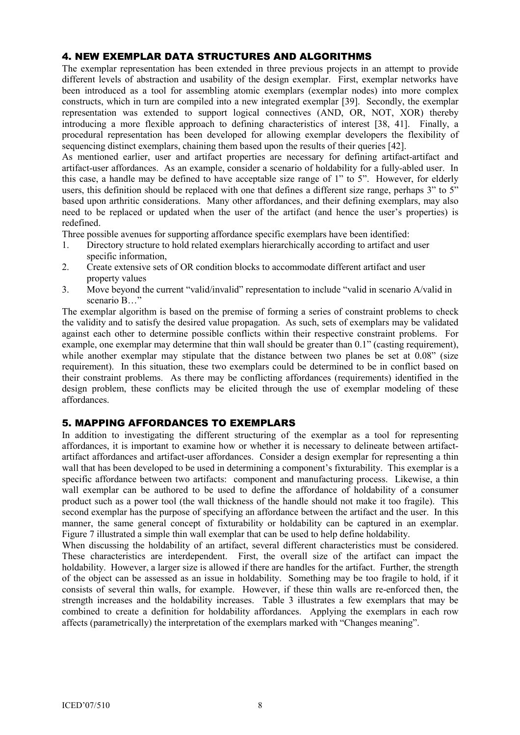## 4. NEW EXEMPLAR DATA STRUCTURES AND ALGORITHMS

The exemplar representation has been extended in three previous projects in an attempt to provide different levels of abstraction and usability of the design exemplar. First, exemplar networks have been introduced as a tool for assembling atomic exemplars (exemplar nodes) into more complex constructs, which in turn are compiled into a new integrated exemplar [39]. Secondly, the exemplar representation was extended to support logical connectives (AND, OR, NOT, XOR) thereby introducing a more flexible approach to defining characteristics of interest [38, 41]. Finally, a procedural representation has been developed for allowing exemplar developers the flexibility of sequencing distinct exemplars, chaining them based upon the results of their queries [42].

As mentioned earlier, user and artifact properties are necessary for defining artifact-artifact and artifact-user affordances. As an example, consider a scenario of holdability for a fully-abled user. In this case, a handle may be defined to have acceptable size range of 1" to 5". However, for elderly users, this definition should be replaced with one that defines a different size range, perhaps 3" to 5" based upon arthritic considerations. Many other affordances, and their defining exemplars, may also need to be replaced or updated when the user of the artifact (and hence the user's properties) is redefined.

Three possible avenues for supporting affordance specific exemplars have been identified:

1. Directory structure to hold related exemplars hierarchically according to artifact and user specific information,
2. Create extensive sets of OR condition blocks to accommodate different artifact and user property values
3. Move beyond the current "valid/invalid" representation to include "valid in scenario A/valid in scenario B…"

The exemplar algorithm is based on the premise of forming a series of constraint problems to check the validity and to satisfy the desired value propagation. As such, sets of exemplars may be validated against each other to determine possible conflicts within their respective constraint problems. For example, one exemplar may determine that thin wall should be greater than 0.1" (casting requirement), while another exemplar may stipulate that the distance between two planes be set at 0.08" (size requirement). In this situation, these two exemplars could be determined to be in conflict based on their constraint problems. As there may be conflicting affordances (requirements) identified in the design problem, these conflicts may be elicited through the use of exemplar modeling of these affordances.

## 5. MAPPING AFFORDANCES TO EXEMPLARS

In addition to investigating the different structuring of the exemplar as a tool for representing affordances, it is important to examine how or whether it is necessary to delineate between artifact-artifact affordances and artifact-user affordances. Consider a design exemplar for representing a thin wall that has been developed to be used in determining a component's fixturability. This exemplar is a specific affordance between two artifacts: component and manufacturing process. Likewise, a thin wall exemplar can be authored to be used to define the affordance of holdability of a consumer product such as a power tool (the wall thickness of the handle should not make it too fragile). This second exemplar has the purpose of specifying an affordance between the artifact and the user. In this manner, the same general concept of fixturability or holdability can be captured in an exemplar. Figure 7 illustrated a simple thin wall exemplar that can be used to help define holdability.

When discussing the holdability of an artifact, several different characteristics must be considered. These characteristics are interdependent. First, the overall size of the artifact can impact the holdability. However, a larger size is allowed if there are handles for the artifact. Further, the strength of the object can be assessed as an issue in holdability. Something may be too fragile to hold, if it consists of several thin walls, for example. However, if these thin walls are re-enforced then, the strength increases and the holdability increases. Table 3 illustrates a few exemplars that may be combined to create a definition for holdability affordances. Applying the exemplars in each row affects (parametrically) the interpretation of the exemplars marked with "Changes meaning".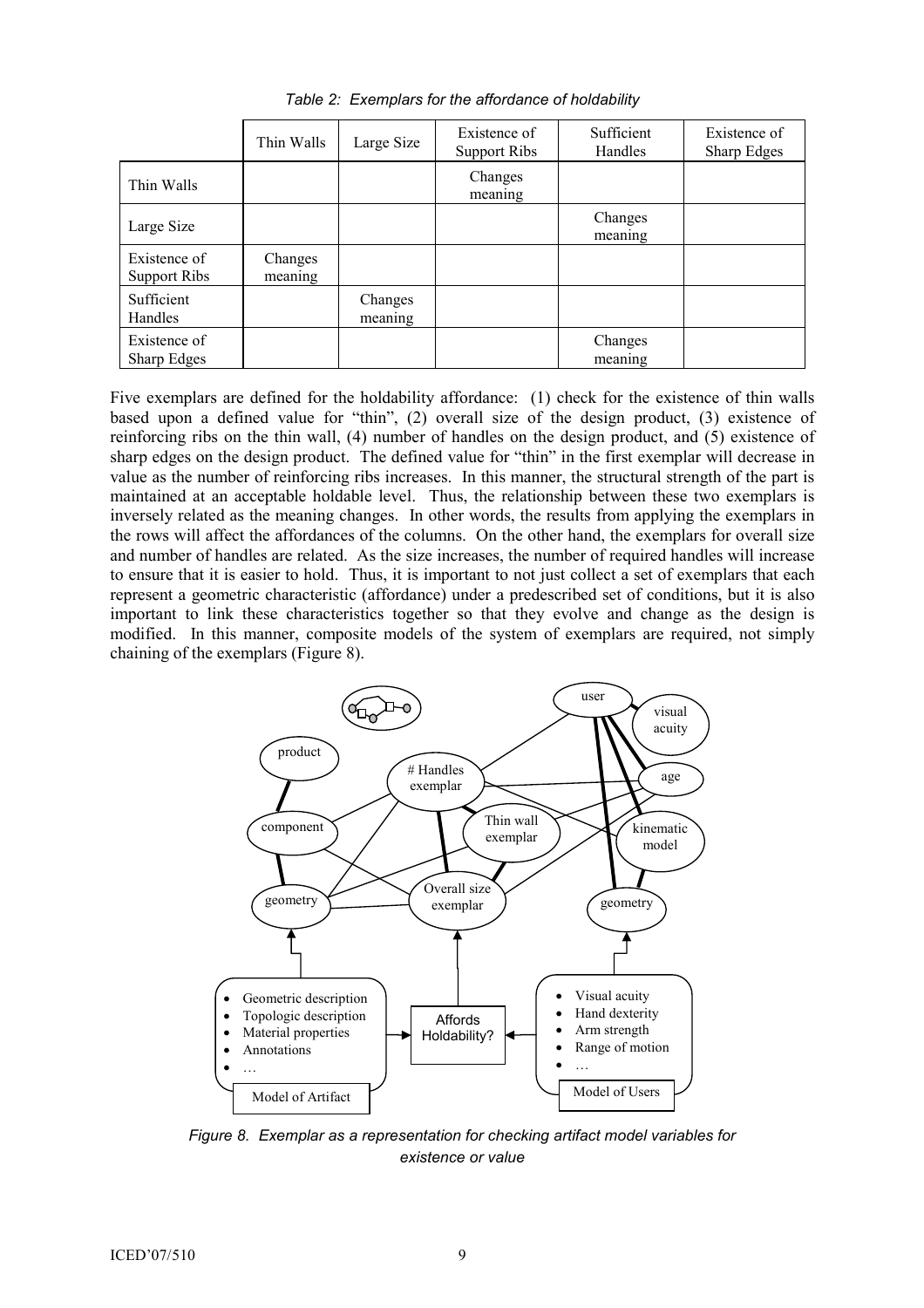*Table 2: Exemplars for the affordance of holdability*

| | Thin Walls | Large Size | Existence of Support Ribs | Sufficient Handles | Existence of Sharp Edges |
|---|---|---|---|---|---|
| Thin Walls | | | Changes meaning | | |
| Large Size | | | | Changes meaning | |
| Existence of Support Ribs | Changes meaning | | | | |
| Sufficient Handles | | Changes meaning | | | |
| Existence of Sharp Edges | | | | Changes meaning | |

Five exemplars are defined for the holdability affordance: (1) check for the existence of thin walls based upon a defined value for "thin", (2) overall size of the design product, (3) existence of reinforcing ribs on the thin wall, (4) number of handles on the design product, and (5) existence of sharp edges on the design product. The defined value for "thin" in the first exemplar will decrease in value as the number of reinforcing ribs increases. In this manner, the structural strength of the part is maintained at an acceptable holdable level. Thus, the relationship between these two exemplars is inversely related as the meaning changes. In other words, the results from applying the exemplars in the rows will affect the affordances of the columns. On the other hand, the exemplars for overall size and number of handles are related. As the size increases, the number of required handles will increase to ensure that it is easier to hold. Thus, it is important to not just collect a set of exemplars that each represent a geometric characteristic (affordance) under a predescribed set of conditions, but it is also important to link these characteristics together so that they evolve and change as the design is modified. In this manner, composite models of the system of exemplars are required, not simply chaining of the exemplars (Figure 8).

*Figure 8. Exemplar as a representation for checking artifact model variables for existence or value*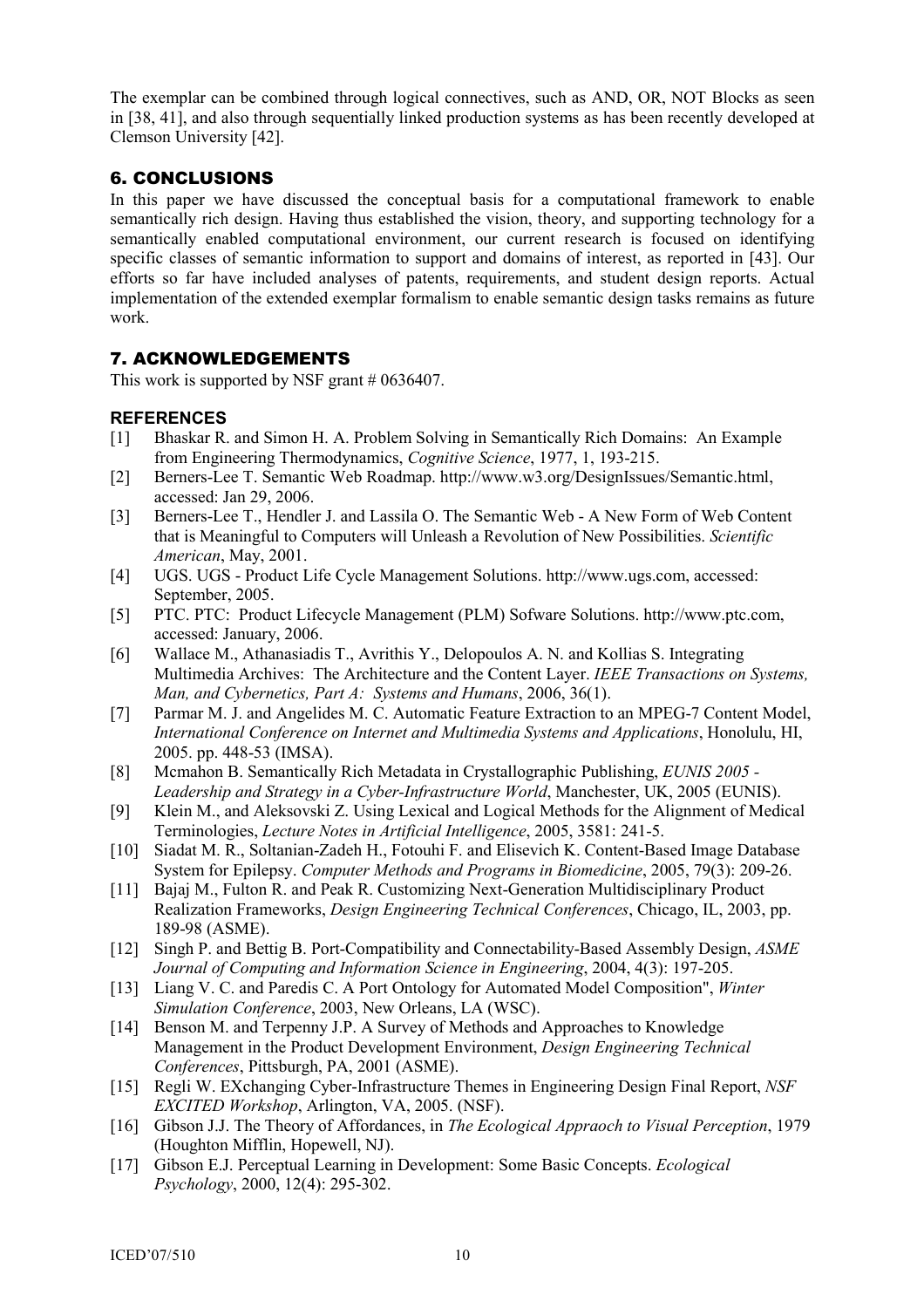The exemplar can be combined through logical connectives, such as AND, OR, NOT Blocks as seen in [38, 41], and also through sequentially linked production systems as has been recently developed at Clemson University [42].

## 6. CONCLUSIONS

In this paper we have discussed the conceptual basis for a computational framework to enable semantically rich design. Having thus established the vision, theory, and supporting technology for a semantically enabled computational environment, our current research is focused on identifying specific classes of semantic information to support and domains of interest, as reported in [43]. Our efforts so far have included analyses of patents, requirements, and student design reports. Actual implementation of the extended exemplar formalism to enable semantic design tasks remains as future work.

## 7. ACKNOWLEDGEMENTS

This work is supported by NSF grant # 0636407.

### REFERENCES

[1] Bhaskar R. and Simon H. A. Problem Solving in Semantically Rich Domains: An Example from Engineering Thermodynamics, *Cognitive Science*, 1977, 1, 193-215.

[2] Berners-Lee T. Semantic Web Roadmap. http://www.w3.org/DesignIssues/Semantic.html, accessed: Jan 29, 2006.

[3] Berners-Lee T., Hendler J. and Lassila O. The Semantic Web - A New Form of Web Content that is Meaningful to Computers will Unleash a Revolution of New Possibilities. *Scientific American*, May, 2001.

[4] UGS. UGS - Product Life Cycle Management Solutions. http://www.ugs.com, accessed: September, 2005.

[5] PTC. PTC: Product Lifecycle Management (PLM) Sofware Solutions. http://www.ptc.com, accessed: January, 2006.

[6] Wallace M., Athanasiadis T., Avrithis Y., Delopoulos A. N. and Kollias S. Integrating Multimedia Archives: The Architecture and the Content Layer. *IEEE Transactions on Systems, Man, and Cybernetics, Part A: Systems and Humans*, 2006, 36(1).

[7] Parmar M. J. and Angelides M. C. Automatic Feature Extraction to an MPEG-7 Content Model, *International Conference on Internet and Multimedia Systems and Applications*, Honolulu, HI, 2005. pp. 448-53 (IMSA).

[8] Mcmahon B. Semantically Rich Metadata in Crystallographic Publishing, *EUNIS 2005 - Leadership and Strategy in a Cyber-Infrastructure World*, Manchester, UK, 2005 (EUNIS).

[9] Klein M., and Aleksovski Z. Using Lexical and Logical Methods for the Alignment of Medical Terminologies, *Lecture Notes in Artificial Intelligence*, 2005, 3581: 241-5.

[10] Siadat M. R., Soltanian-Zadeh H., Fotouhi F. and Elisevich K. Content-Based Image Database System for Epilepsy. *Computer Methods and Programs in Biomedicine*, 2005, 79(3): 209-26.

[11] Bajaj M., Fulton R. and Peak R. Customizing Next-Generation Multidisciplinary Product Realization Frameworks, *Design Engineering Technical Conferences*, Chicago, IL, 2003, pp. 189-98 (ASME).

[12] Singh P. and Bettig B. Port-Compatibility and Connectability-Based Assembly Design, *ASME Journal of Computing and Information Science in Engineering*, 2004, 4(3): 197-205.

[13] Liang V. C. and Paredis C. A Port Ontology for Automated Model Composition", *Winter Simulation Conference*, 2003, New Orleans, LA (WSC).

[14] Benson M. and Terpenny J.P. A Survey of Methods and Approaches to Knowledge Management in the Product Development Environment, *Design Engineering Technical Conferences*, Pittsburgh, PA, 2001 (ASME).

[15] Regli W. EXchanging Cyber-Infrastructure Themes in Engineering Design Final Report, *NSF EXCITED Workshop*, Arlington, VA, 2005. (NSF).

[16] Gibson J.J. The Theory of Affordances, in *The Ecological Appraoch to Visual Perception*, 1979 (Houghton Mifflin, Hopewell, NJ).

[17] Gibson E.J. Perceptual Learning in Development: Some Basic Concepts. *Ecological Psychology*, 2000, 12(4): 295-302.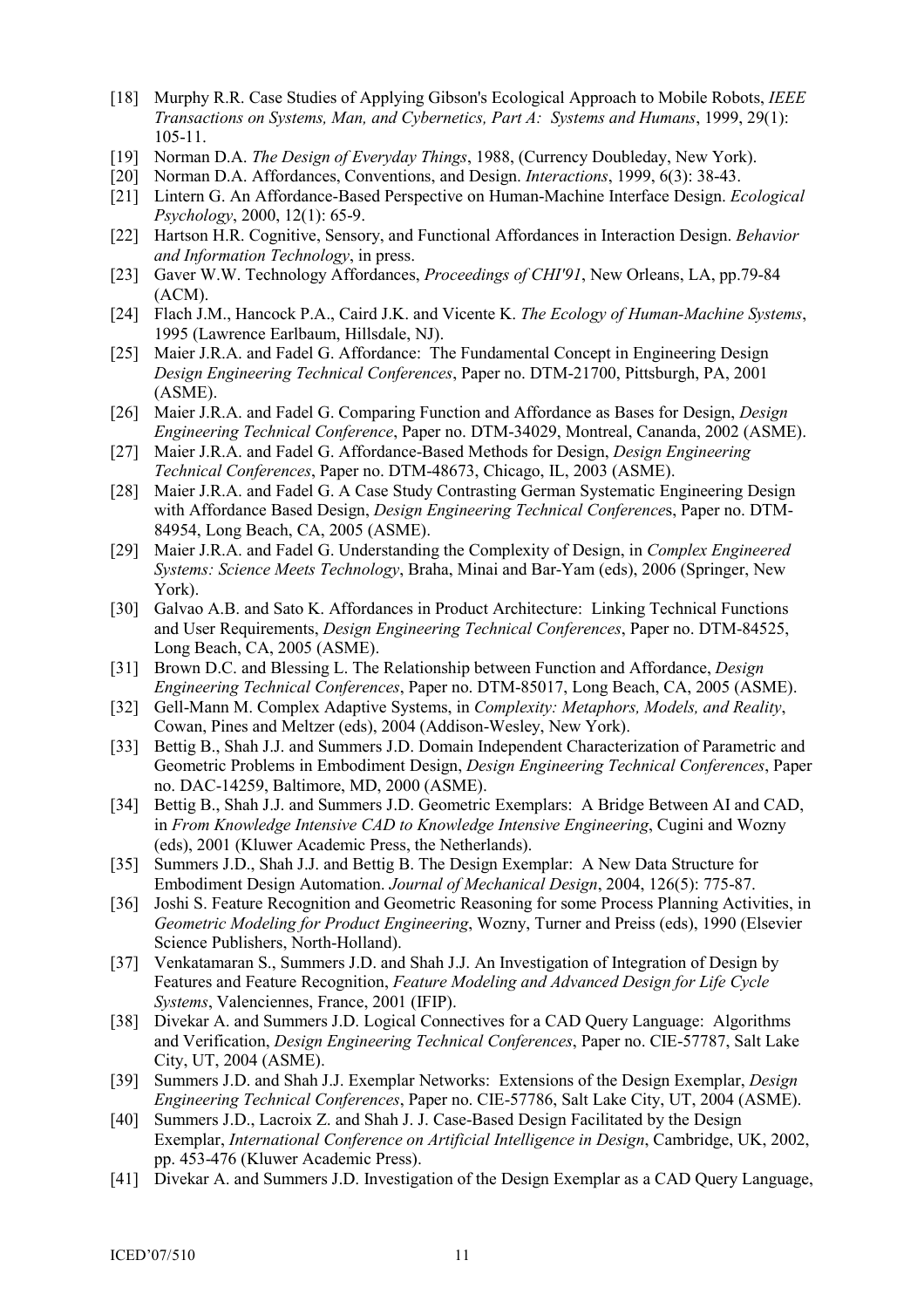[18] Murphy R.R. Case Studies of Applying Gibson's Ecological Approach to Mobile Robots, *IEEE Transactions on Systems, Man, and Cybernetics, Part A: Systems and Humans*, 1999, 29(1): 105-11.

[19] Norman D.A. *The Design of Everyday Things*, 1988, (Currency Doubleday, New York).

[20] Norman D.A. Affordances, Conventions, and Design. *Interactions*, 1999, 6(3): 38-43.

[21] Lintern G. An Affordance-Based Perspective on Human-Machine Interface Design. *Ecological Psychology*, 2000, 12(1): 65-9.

[22] Hartson H.R. Cognitive, Sensory, and Functional Affordances in Interaction Design. *Behavior and Information Technology*, in press.

[23] Gaver W.W. Technology Affordances, *Proceedings of CHI'91*, New Orleans, LA, pp.79-84 (ACM).

[24] Flach J.M., Hancock P.A., Caird J.K. and Vicente K. *The Ecology of Human-Machine Systems*, 1995 (Lawrence Earlbaum, Hillsdale, NJ).

[25] Maier J.R.A. and Fadel G. Affordance: The Fundamental Concept in Engineering Design *Design Engineering Technical Conferences*, Paper no. DTM-21700, Pittsburgh, PA, 2001 (ASME).

[26] Maier J.R.A. and Fadel G. Comparing Function and Affordance as Bases for Design, *Design Engineering Technical Conference*, Paper no. DTM-34029, Montreal, Cananda, 2002 (ASME).

[27] Maier J.R.A. and Fadel G. Affordance-Based Methods for Design, *Design Engineering Technical Conferences*, Paper no. DTM-48673, Chicago, IL, 2003 (ASME).

[28] Maier J.R.A. and Fadel G. A Case Study Contrasting German Systematic Engineering Design with Affordance Based Design, *Design Engineering Technical Conference*s, Paper no. DTM-84954, Long Beach, CA, 2005 (ASME).

[29] Maier J.R.A. and Fadel G. Understanding the Complexity of Design, in *Complex Engineered Systems: Science Meets Technology*, Braha, Minai and Bar-Yam (eds), 2006 (Springer, New York).

[30] Galvao A.B. and Sato K. Affordances in Product Architecture: Linking Technical Functions and User Requirements, *Design Engineering Technical Conferences*, Paper no. DTM-84525, Long Beach, CA, 2005 (ASME).

[31] Brown D.C. and Blessing L. The Relationship between Function and Affordance, *Design Engineering Technical Conferences*, Paper no. DTM-85017, Long Beach, CA, 2005 (ASME).

[32] Gell-Mann M. Complex Adaptive Systems, in *Complexity: Metaphors, Models, and Reality*, Cowan, Pines and Meltzer (eds), 2004 (Addison-Wesley, New York).

[33] Bettig B., Shah J.J. and Summers J.D. Domain Independent Characterization of Parametric and Geometric Problems in Embodiment Design, *Design Engineering Technical Conferences*, Paper no. DAC-14259, Baltimore, MD, 2000 (ASME).

[34] Bettig B., Shah J.J. and Summers J.D. Geometric Exemplars: A Bridge Between AI and CAD, in *From Knowledge Intensive CAD to Knowledge Intensive Engineering*, Cugini and Wozny (eds), 2001 (Kluwer Academic Press, the Netherlands).

[35] Summers J.D., Shah J.J. and Bettig B. The Design Exemplar: A New Data Structure for Embodiment Design Automation. *Journal of Mechanical Design*, 2004, 126(5): 775-87.

[36] Joshi S. Feature Recognition and Geometric Reasoning for some Process Planning Activities, in *Geometric Modeling for Product Engineering*, Wozny, Turner and Preiss (eds), 1990 (Elsevier Science Publishers, North-Holland).

[37] Venkatamaran S., Summers J.D. and Shah J.J. An Investigation of Integration of Design by Features and Feature Recognition, *Feature Modeling and Advanced Design for Life Cycle Systems*, Valenciennes, France, 2001 (IFIP).

[38] Divekar A. and Summers J.D. Logical Connectives for a CAD Query Language: Algorithms and Verification, *Design Engineering Technical Conferences*, Paper no. CIE-57787, Salt Lake City, UT, 2004 (ASME).

[39] Summers J.D. and Shah J.J. Exemplar Networks: Extensions of the Design Exemplar, *Design Engineering Technical Conferences*, Paper no. CIE-57786, Salt Lake City, UT, 2004 (ASME).

[40] Summers J.D., Lacroix Z. and Shah J. J. Case-Based Design Facilitated by the Design Exemplar, *International Conference on Artificial Intelligence in Design*, Cambridge, UK, 2002, pp. 453-476 (Kluwer Academic Press).

[41] Divekar A. and Summers J.D. Investigation of the Design Exemplar as a CAD Query Language,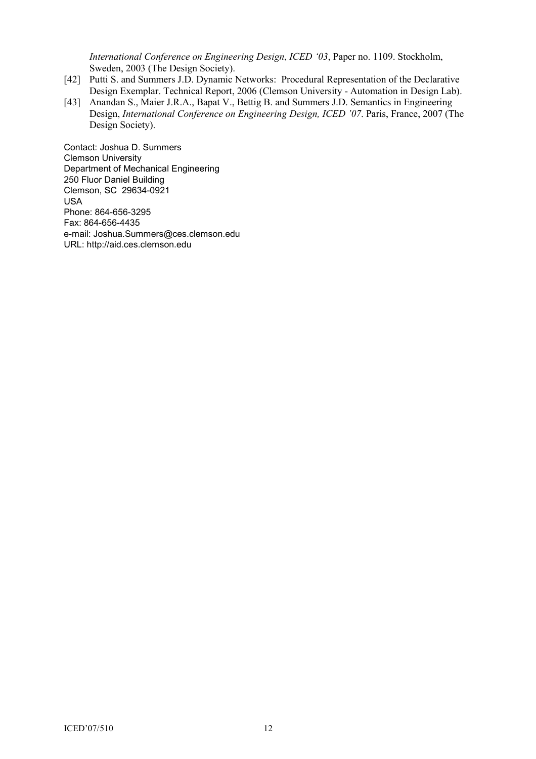*International Conference on Engineering Design*, *ICED '03*, Paper no. 1109. Stockholm, Sweden, 2003 (The Design Society).

[42] Putti S. and Summers J.D. Dynamic Networks: Procedural Representation of the Declarative Design Exemplar. Technical Report, 2006 (Clemson University - Automation in Design Lab).

[43] Anandan S., Maier J.R.A., Bapat V., Bettig B. and Summers J.D. Semantics in Engineering Design, *International Conference on Engineering Design, ICED '07*. Paris, France, 2007 (The Design Society).

Contact: Joshua D. Summers
Clemson University
Department of Mechanical Engineering
250 Fluor Daniel Building
Clemson, SC 29634-0921
USA
Phone: 864-656-3295
Fax: 864-656-4435
e-mail: Joshua.Summers@ces.clemson.edu
URL: http://aid.ces.clemson.edu